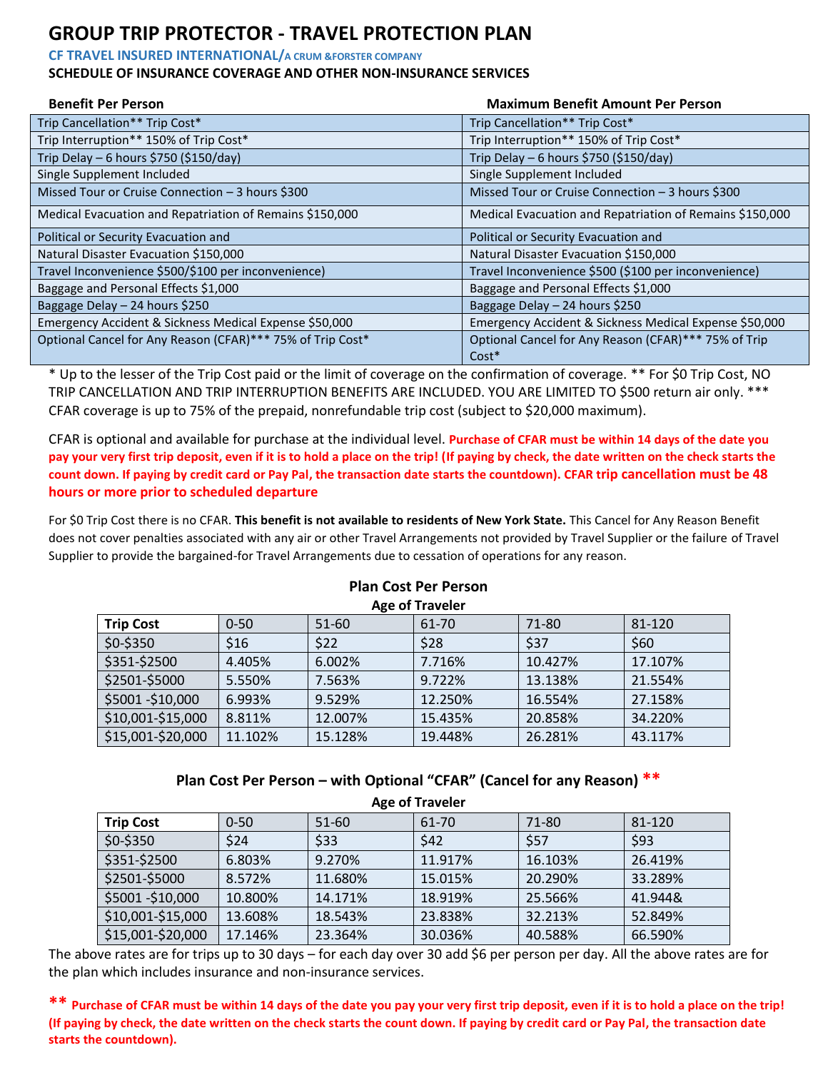# GROUP TRIP PROTECTOR - TRAVEL PROTECTION PLAN

**CF TRAVEL INSURED INTERNATIONAL/A CRUM &FORSTER COMPANY**

**SCHEDULE OF INSURANCE COVERAGE AND OTHER NON-INSURANCE SERVICES**

| Benefit Per Person | Maximum Benefit Amount Per Person |
|---|---|
| Trip Cancellation** Trip Cost* | Trip Cancellation** Trip Cost* |
| Trip Interruption** 150% of Trip Cost* | Trip Interruption** 150% of Trip Cost* |
| Trip Delay – 6 hours $750 ($150/day) | Trip Delay – 6 hours $750 ($150/day) |
| Single Supplement Included | Single Supplement Included |
| Missed Tour or Cruise Connection – 3 hours $300 | Missed Tour or Cruise Connection – 3 hours $300 |
| Medical Evacuation and Repatriation of Remains $150,000 | Medical Evacuation and Repatriation of Remains $150,000 |
| Political or Security Evacuation and | Political or Security Evacuation and |
| Natural Disaster Evacuation $150,000 | Natural Disaster Evacuation $150,000 |
| Travel Inconvenience $500/$100 per inconvenience) | Travel Inconvenience $500 ($100 per inconvenience) |
| Baggage and Personal Effects $1,000 | Baggage and Personal Effects $1,000 |
| Baggage Delay – 24 hours $250 | Baggage Delay – 24 hours $250 |
| Emergency Accident & Sickness Medical Expense $50,000 | Emergency Accident & Sickness Medical Expense $50,000 |
| Optional Cancel for Any Reason (CFAR)*** 75% of Trip Cost* | Optional Cancel for Any Reason (CFAR)*** 75% of Trip Cost* |

* Up to the lesser of the Trip Cost paid or the limit of coverage on the confirmation of coverage. ** For $0 Trip Cost, NO TRIP CANCELLATION AND TRIP INTERRUPTION BENEFITS ARE INCLUDED. YOU ARE LIMITED TO $500 return air only. *** CFAR coverage is up to 75% of the prepaid, nonrefundable trip cost (subject to $20,000 maximum).

CFAR is optional and available for purchase at the individual level. **Purchase of CFAR must be within 14 days of the date you pay your very first trip deposit, even if it is to hold a place on the trip! (If paying by check, the date written on the check starts the count down. If paying by credit card or Pay Pal, the transaction date starts the countdown). CFAR trip cancellation must be 48 hours or more prior to scheduled departure**

For $0 Trip Cost there is no CFAR. **This benefit is not available to residents of New York State.** This Cancel for Any Reason Benefit does not cover penalties associated with any air or other Travel Arrangements not provided by Travel Supplier or the failure of Travel Supplier to provide the bargained-for Travel Arrangements due to cessation of operations for any reason.

### Plan Cost Per Person

**Age of Traveler**

| Trip Cost | 0-50 | 51-60 | 61-70 | 71-80 | 81-120 |
|---|---|---|---|---|---|
| $0-$350 | $16 | $22 | $28 | $37 | $60 |
| $351-$2500 | 4.405% | 6.002% | 7.716% | 10.427% | 17.107% |
| $2501-$5000 | 5.550% | 7.563% | 9.722% | 13.138% | 21.554% |
| $5001 -$10,000 | 6.993% | 9.529% | 12.250% | 16.554% | 27.158% |
| $10,001-$15,000 | 8.811% | 12.007% | 15.435% | 20.858% | 34.220% |
| $15,001-$20,000 | 11.102% | 15.128% | 19.448% | 26.281% | 43.117% |

### Plan Cost Per Person – with Optional "CFAR" (Cancel for any Reason) **

**Age of Traveler**

| Trip Cost | 0-50 | 51-60 | 61-70 | 71-80 | 81-120 |
|---|---|---|---|---|---|
| $0-$350 | $24 | $33 | $42 | $57 | $93 |
| $351-$2500 | 6.803% | 9.270% | 11.917% | 16.103% | 26.419% |
| $2501-$5000 | 8.572% | 11.680% | 15.015% | 20.290% | 33.289% |
| $5001 -$10,000 | 10.800% | 14.171% | 18.919% | 25.566% | 41.944& |
| $10,001-$15,000 | 13.608% | 18.543% | 23.838% | 32.213% | 52.849% |
| $15,001-$20,000 | 17.146% | 23.364% | 30.036% | 40.588% | 66.590% |

The above rates are for trips up to 30 days – for each day over 30 add $6 per person per day. All the above rates are for the plan which includes insurance and non-insurance services.

**\*\* Purchase of CFAR must be within 14 days of the date you pay your very first trip deposit, even if it is to hold a place on the trip! (If paying by check, the date written on the check starts the count down. If paying by credit card or Pay Pal, the transaction date starts the countdown).**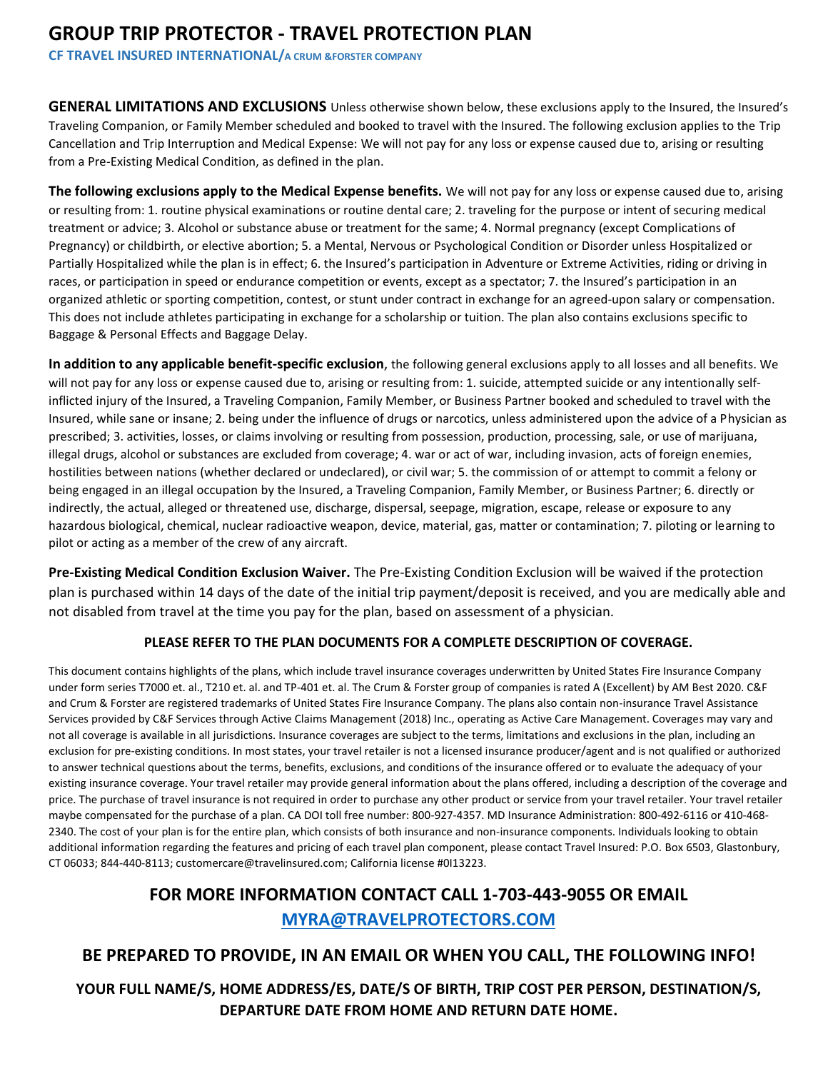# GROUP TRIP PROTECTOR - TRAVEL PROTECTION PLAN

**CF TRAVEL INSURED INTERNATIONAL/A CRUM &FORSTER COMPANY**

**GENERAL LIMITATIONS AND EXCLUSIONS** Unless otherwise shown below, these exclusions apply to the Insured, the Insured's Traveling Companion, or Family Member scheduled and booked to travel with the Insured. The following exclusion applies to the Trip Cancellation and Trip Interruption and Medical Expense: We will not pay for any loss or expense caused due to, arising or resulting from a Pre-Existing Medical Condition, as defined in the plan.

**The following exclusions apply to the Medical Expense benefits.** We will not pay for any loss or expense caused due to, arising or resulting from: 1. routine physical examinations or routine dental care; 2. traveling for the purpose or intent of securing medical treatment or advice; 3. Alcohol or substance abuse or treatment for the same; 4. Normal pregnancy (except Complications of Pregnancy) or childbirth, or elective abortion; 5. a Mental, Nervous or Psychological Condition or Disorder unless Hospitalized or Partially Hospitalized while the plan is in effect; 6. the Insured's participation in Adventure or Extreme Activities, riding or driving in races, or participation in speed or endurance competition or events, except as a spectator; 7. the Insured's participation in an organized athletic or sporting competition, contest, or stunt under contract in exchange for an agreed-upon salary or compensation. This does not include athletes participating in exchange for a scholarship or tuition. The plan also contains exclusions specific to Baggage & Personal Effects and Baggage Delay.

**In addition to any applicable benefit-specific exclusion**, the following general exclusions apply to all losses and all benefits. We will not pay for any loss or expense caused due to, arising or resulting from: 1. suicide, attempted suicide or any intentionally self-inflicted injury of the Insured, a Traveling Companion, Family Member, or Business Partner booked and scheduled to travel with the Insured, while sane or insane; 2. being under the influence of drugs or narcotics, unless administered upon the advice of a Physician as prescribed; 3. activities, losses, or claims involving or resulting from possession, production, processing, sale, or use of marijuana, illegal drugs, alcohol or substances are excluded from coverage; 4. war or act of war, including invasion, acts of foreign enemies, hostilities between nations (whether declared or undeclared), or civil war; 5. the commission of or attempt to commit a felony or being engaged in an illegal occupation by the Insured, a Traveling Companion, Family Member, or Business Partner; 6. directly or indirectly, the actual, alleged or threatened use, discharge, dispersal, seepage, migration, escape, release or exposure to any hazardous biological, chemical, nuclear radioactive weapon, device, material, gas, matter or contamination; 7. piloting or learning to pilot or acting as a member of the crew of any aircraft.

**Pre-Existing Medical Condition Exclusion Waiver.** The Pre-Existing Condition Exclusion will be waived if the protection plan is purchased within 14 days of the date of the initial trip payment/deposit is received, and you are medically able and not disabled from travel at the time you pay for the plan, based on assessment of a physician.

**PLEASE REFER TO THE PLAN DOCUMENTS FOR A COMPLETE DESCRIPTION OF COVERAGE.**

This document contains highlights of the plans, which include travel insurance coverages underwritten by United States Fire Insurance Company under form series T7000 et. al., T210 et. al. and TP-401 et. al. The Crum & Forster group of companies is rated A (Excellent) by AM Best 2020. C&F and Crum & Forster are registered trademarks of United States Fire Insurance Company. The plans also contain non-insurance Travel Assistance Services provided by C&F Services through Active Claims Management (2018) Inc., operating as Active Care Management. Coverages may vary and not all coverage is available in all jurisdictions. Insurance coverages are subject to the terms, limitations and exclusions in the plan, including an exclusion for pre-existing conditions. In most states, your travel retailer is not a licensed insurance producer/agent and is not qualified or authorized to answer technical questions about the terms, benefits, exclusions, and conditions of the insurance offered or to evaluate the adequacy of your existing insurance coverage. Your travel retailer may provide general information about the plans offered, including a description of the coverage and price. The purchase of travel insurance is not required in order to purchase any other product or service from your travel retailer. Your travel retailer maybe compensated for the purchase of a plan. CA DOI toll free number: 800-927-4357. MD Insurance Administration: 800-492-6116 or 410-468-2340. The cost of your plan is for the entire plan, which consists of both insurance and non-insurance components. Individuals looking to obtain additional information regarding the features and pricing of each travel plan component, please contact Travel Insured: P.O. Box 6503, Glastonbury, CT 06033; 844-440-8113; customercare@travelinsured.com; California license #0I13223.

## FOR MORE INFORMATION CONTACT CALL 1-703-443-9055 OR EMAIL MYRA@TRAVELPROTECTORS.COM

## BE PREPARED TO PROVIDE, IN AN EMAIL OR WHEN YOU CALL, THE FOLLOWING INFO!

**YOUR FULL NAME/S, HOME ADDRESS/ES, DATE/S OF BIRTH, TRIP COST PER PERSON, DESTINATION/S, DEPARTURE DATE FROM HOME AND RETURN DATE HOME.**